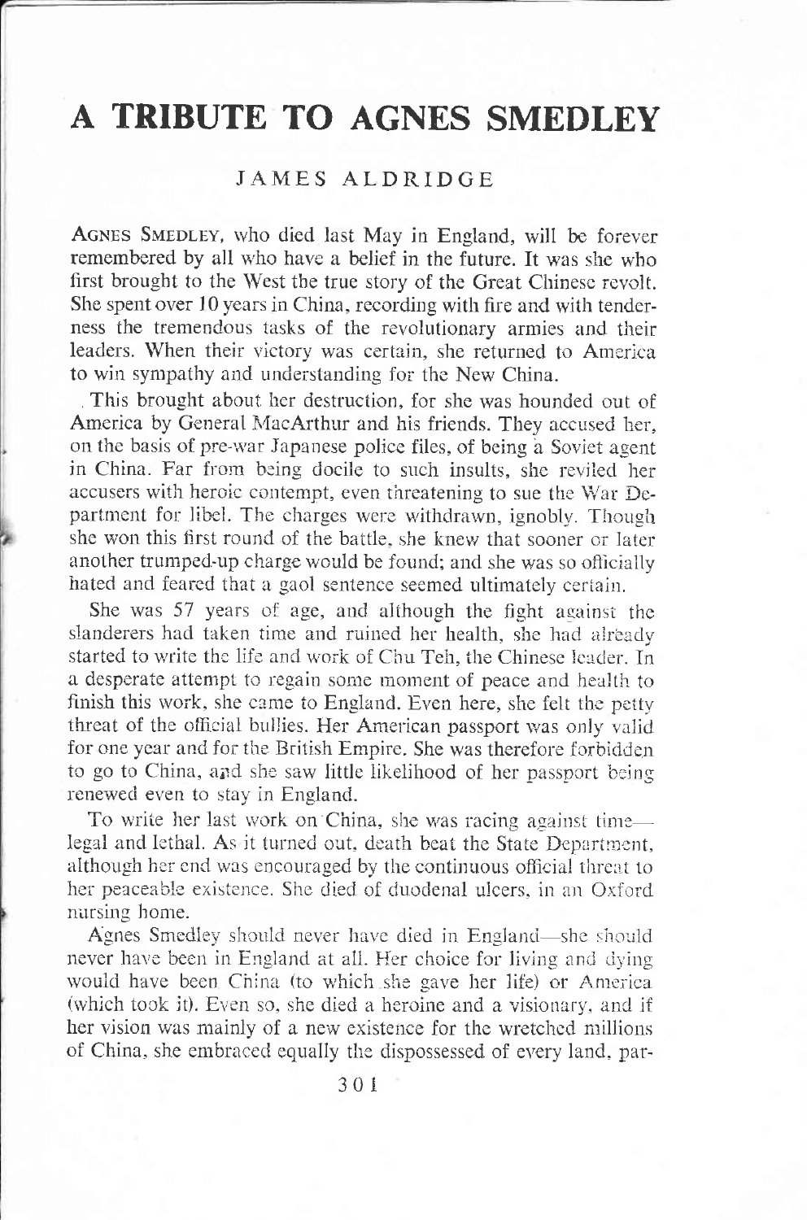# A TRIBUTE TO AGNES SMEDLEY

JAMES ALDRIDGE

AGNES SMEDLEY, who died last May in England, will be forever remembered by all who have a belief in the future. It was she who first brought to the West the true story of the Great Chinese revolt. She spent over 10 years in China, recording with fire and with tenderness the tremendous tasks of the revolutionary armies and their leaders. When their victory was certain, she returned to America to win sympathy and understanding for the New China.

This brought about her destruction, for she was hounded out of America by General MacArthur and his friends. They accused her, on the basis of pre-war Japanese police files, of being a Soviet agent in China. Far from being docile to such insults, she reviled her accusers with heroic contempt, even threatening to sue the War Department for libel. The charges were withdrawn, ignobly. Though she won this first round of the battle, she knew that sooner or later another trumped-up charge would be found; and she was so officially hated and feared that a gaol sentence seemed ultimately certain.

She was 57 years of age, and although the fight against the slanderers had taken time and ruined her health, she had already started to write the life and work of Chu Teh, the Chinese leader. In a desperate attempt to regain some moment of peace and health to finish this work, she came to England. Even here, she felt the petty threat of the official bullies. Her American passport was only valid for one year and for the British Empire. She was therefore forbidden to go to China, and she saw little likelihood of her passport being renewed even to stay in England.

To write her last work on China, she was racing against time—legal and lethal. As it turned out, death beat the State Department, although her end was encouraged by the continuous official threat to her peaceable existence. She died of duodenal ulcers, in an Oxford nursing home.

Agnes Smedley should never have died in England—she should never have been in England at all. Her choice for living and dying would have been China (to which she gave her life) or America (which took it). Even so, she died a heroine and a visionary, and if her vision was mainly of a new existence for the wretched millions of China, she embraced equally the dispossessed of every land, par-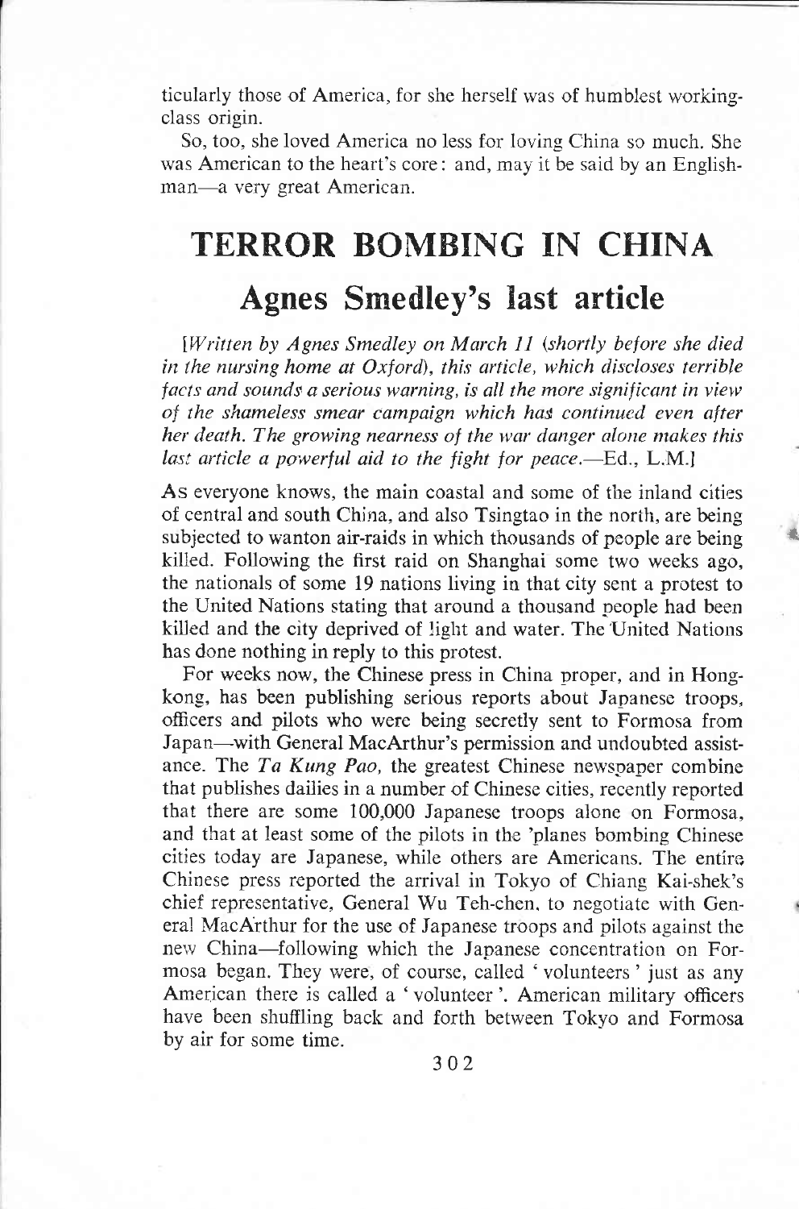ticularly those of America, for she herself was of humblest working-class origin.

So, too, she loved America no less for loving China so much. She was American to the heart's core: and, may it be said by an Englishman—a very great American.

# TERROR BOMBING IN CHINA

## Agnes Smedley's last article

*[Written by Agnes Smedley on March 11 (shortly before she died in the nursing home at Oxford), this article, which discloses terrible facts and sounds a serious warning, is all the more significant in view of the shameless smear campaign which has continued even after her death. The growing nearness of the war danger alone makes this last article a powerful aid to the fight for peace.—Ed., L.M.]*

As everyone knows, the main coastal and some of the inland cities of central and south China, and also Tsingtao in the north, are being subjected to wanton air-raids in which thousands of people are being killed. Following the first raid on Shanghai some two weeks ago, the nationals of some 19 nations living in that city sent a protest to the United Nations stating that around a thousand people had been killed and the city deprived of light and water. The United Nations has done nothing in reply to this protest.

For weeks now, the Chinese press in China proper, and in Hongkong, has been publishing serious reports about Japanese troops, officers and pilots who were being secretly sent to Formosa from Japan—with General MacArthur's permission and undoubted assistance. The *Ta Kung Pao*, the greatest Chinese newspaper combine that publishes dailies in a number of Chinese cities, recently reported that there are some 100,000 Japanese troops alone on Formosa, and that at least some of the pilots in the 'planes bombing Chinese cities today are Japanese, while others are Americans. The entire Chinese press reported the arrival in Tokyo of Chiang Kai-shek's chief representative, General Wu Teh-chen, to negotiate with General MacArthur for the use of Japanese troops and pilots against the new China—following which the Japanese concentration on Formosa began. They were, of course, called 'volunteers' just as any American there is called a 'volunteer'. American military officers have been shuffling back and forth between Tokyo and Formosa by air for some time.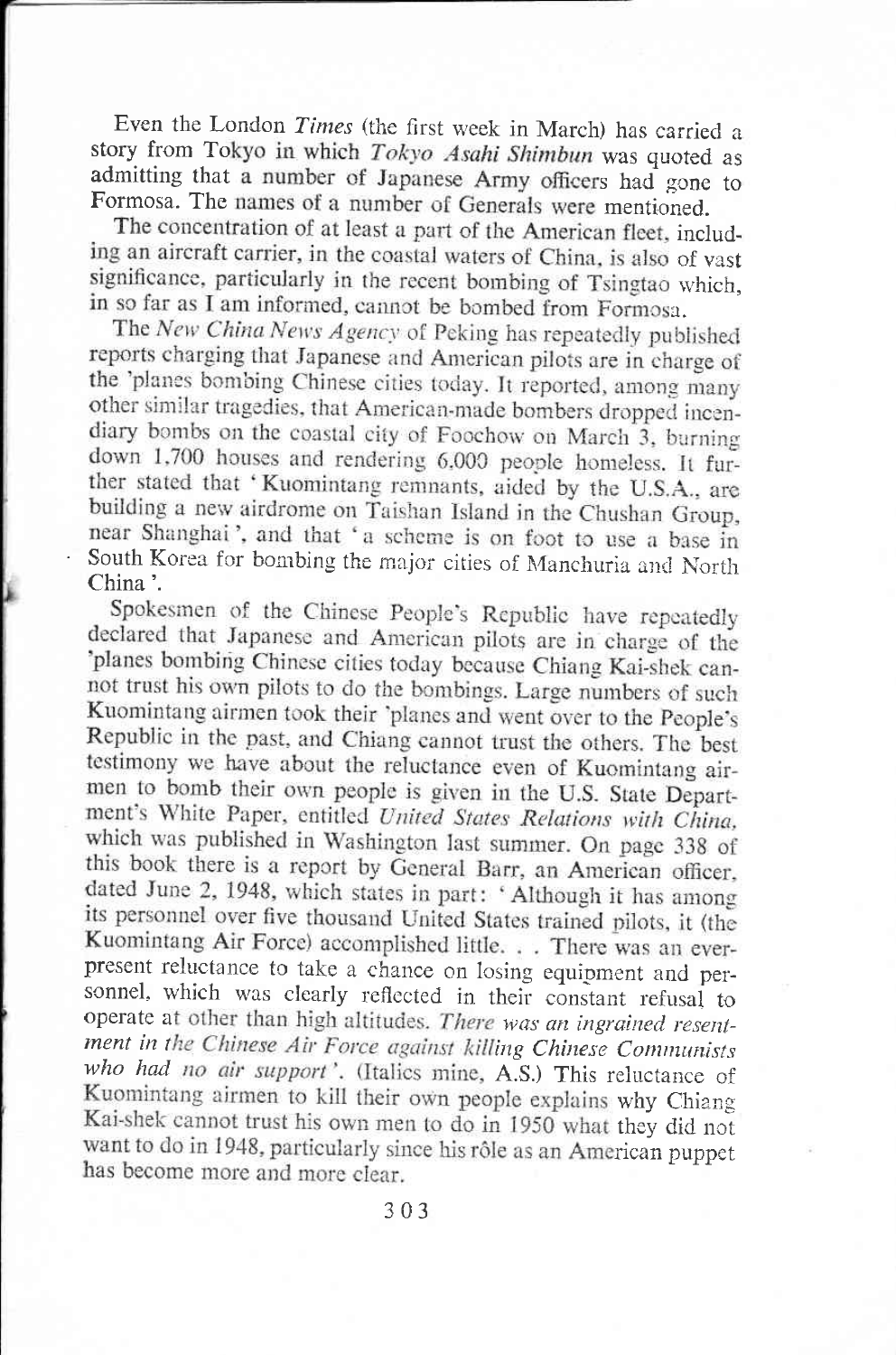Even the London *Times* (the first week in March) has carried a story from Tokyo in which *Tokyo Asahi Shimbun* was quoted as admitting that a number of Japanese Army officers had gone to Formosa. The names of a number of Generals were mentioned.

The concentration of at least a part of the American fleet, including an aircraft carrier, in the coastal waters of China, is also of vast significance, particularly in the recent bombing of Tsingtao which, in so far as I am informed, cannot be bombed from Formosa.

The *New China News Agency* of Peking has repeatedly published reports charging that Japanese and American pilots are in charge of the 'planes bombing Chinese cities today. It reported, among many other similar tragedies, that American-made bombers dropped incendiary bombs on the coastal city of Foochow on March 3, burning down 1,700 houses and rendering 6,000 people homeless. It further stated that 'Kuomintang remnants, aided by the U.S.A., are building a new airdrome on Taishan Island in the Chushan Group, near Shanghai', and that 'a scheme is on foot to use a base in South Korea for bombing the major cities of Manchuria and North China'.

Spokesmen of the Chinese People's Republic have repeatedly declared that Japanese and American pilots are in charge of the 'planes bombing Chinese cities today because Chiang Kai-shek cannot trust his own pilots to do the bombings. Large numbers of such Kuomintang airmen took their 'planes and went over to the People's Republic in the past, and Chiang cannot trust the others. The best testimony we have about the reluctance even of Kuomintang airmen to bomb their own people is given in the U.S. State Department's White Paper, entitled *United States Relations with China*, which was published in Washington last summer. On page 338 of this book there is a report by General Barr, an American officer, dated June 2, 1948, which states in part: 'Although it has among its personnel over five thousand United States trained pilots, it (the Kuomintang Air Force) accomplished little. . . There was an ever-present reluctance to take a chance on losing equipment and personnel, which was clearly reflected in their constant refusal to operate at other than high altitudes. *There was an ingrained resentment in the Chinese Air Force against killing Chinese Communists who had no air support*'. (Italics mine, A.S.) This reluctance of Kuomintang airmen to kill their own people explains why Chiang Kai-shek cannot trust his own men to do in 1950 what they did not want to do in 1948, particularly since his rôle as an American puppet has become more and more clear.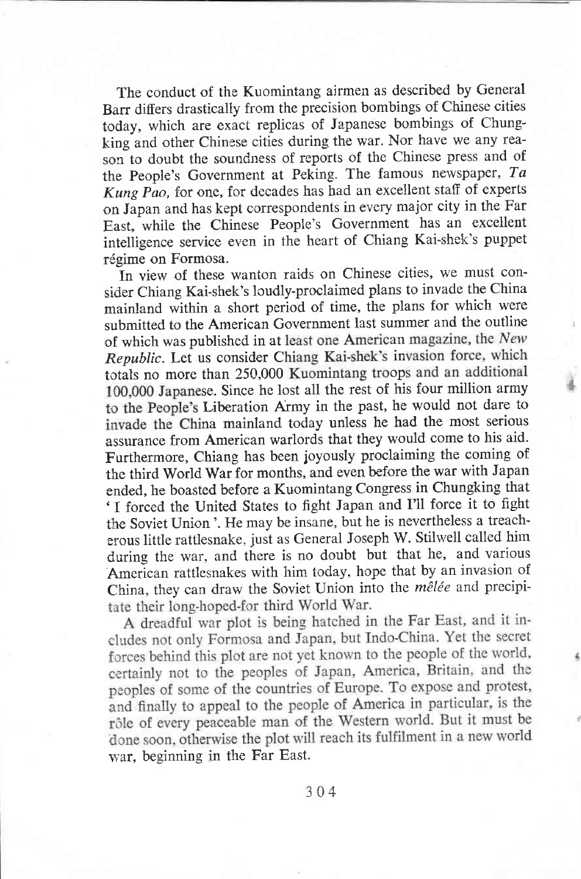The conduct of the Kuomintang airmen as described by General Barr differs drastically from the precision bombings of Chinese cities today, which are exact replicas of Japanese bombings of Chungking and other Chinese cities during the war. Nor have we any reason to doubt the soundness of reports of the Chinese press and of the People's Government at Peking. The famous newspaper, *Ta Kung Pao*, for one, for decades has had an excellent staff of experts on Japan and has kept correspondents in every major city in the Far East, while the Chinese People's Government has an excellent intelligence service even in the heart of Chiang Kai-shek's puppet régime on Formosa.

In view of these wanton raids on Chinese cities, we must consider Chiang Kai-shek's loudly-proclaimed plans to invade the China mainland within a short period of time, the plans for which were submitted to the American Government last summer and the outline of which was published in at least one American magazine, the *New Republic*. Let us consider Chiang Kai-shek's invasion force, which totals no more than 250,000 Kuomintang troops and an additional 100,000 Japanese. Since he lost all the rest of his four million army to the People's Liberation Army in the past, he would not dare to invade the China mainland today unless he had the most serious assurance from American warlords that they would come to his aid. Furthermore, Chiang has been joyously proclaiming the coming of the third World War for months, and even before the war with Japan ended, he boasted before a Kuomintang Congress in Chungking that ' I forced the United States to fight Japan and I'll force it to fight the Soviet Union '. He may be insane, but he is nevertheless a treacherous little rattlesnake, just as General Joseph W. Stilwell called him during the war, and there is no doubt but that he, and various American rattlesnakes with him today, hope that by an invasion of China, they can draw the Soviet Union into the *mêlée* and precipitate their long-hoped-for third World War.

A dreadful war plot is being hatched in the Far East, and it includes not only Formosa and Japan, but Indo-China. Yet the secret forces behind this plot are not yet known to the people of the world, certainly not to the peoples of Japan, America, Britain, and the peoples of some of the countries of Europe. To expose and protest, and finally to appeal to the people of America in particular, is the rôle of every peaceable man of the Western world. But it must be done soon, otherwise the plot will reach its fulfilment in a new world war, beginning in the Far East.